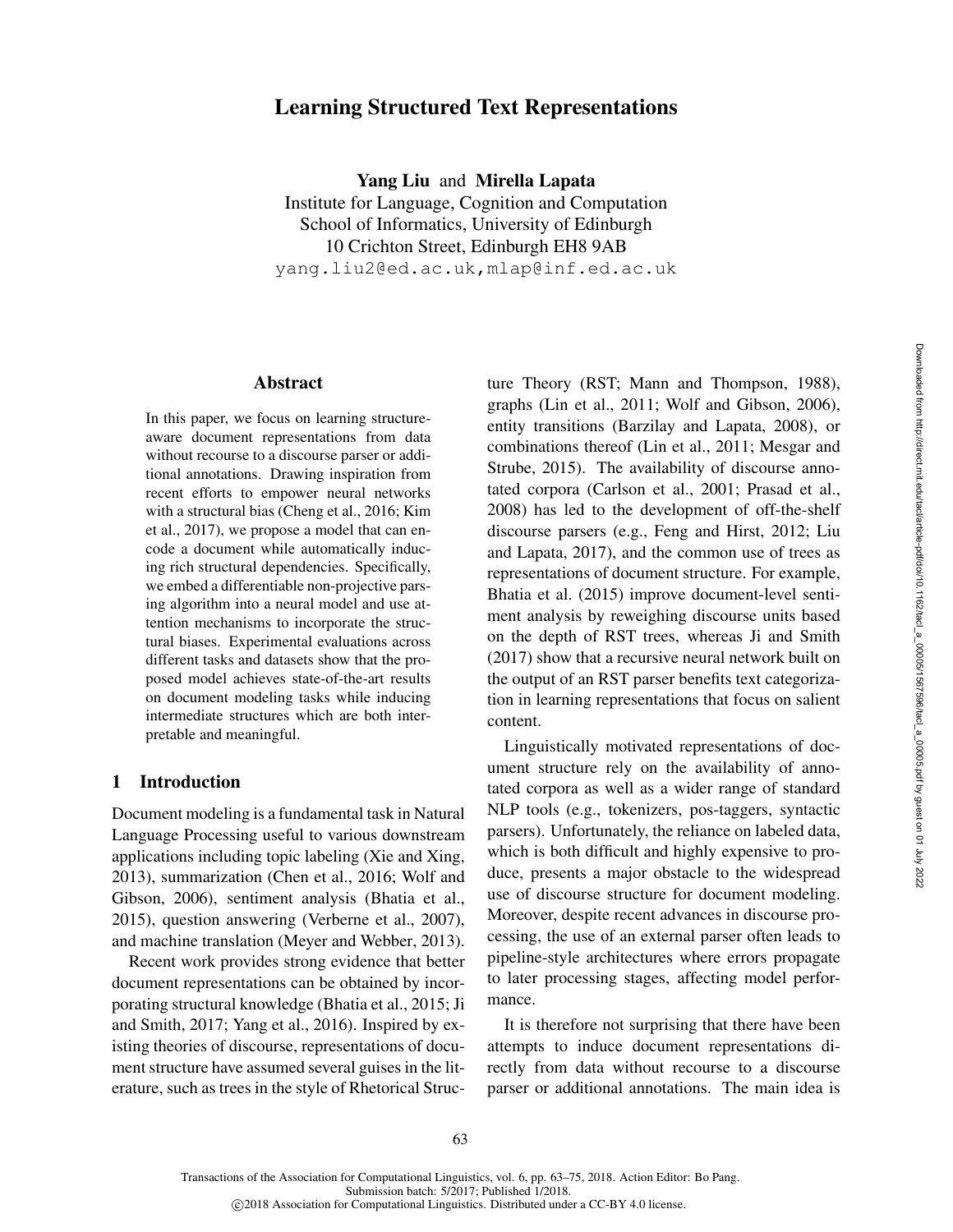# Learning Structured Text Representations

**Yang Liu** and **Mirella Lapata**
Institute for Language, Cognition and Computation
School of Informatics, University of Edinburgh
10 Crichton Street, Edinburgh EH8 9AB
yang.liu2@ed.ac.uk,mlap@inf.ed.ac.uk

## Abstract

In this paper, we focus on learning structure-aware document representations from data without recourse to a discourse parser or additional annotations. Drawing inspiration from recent efforts to empower neural networks with a structural bias (Cheng et al., 2016; Kim et al., 2017), we propose a model that can encode a document while automatically inducing rich structural dependencies. Specifically, we embed a differentiable non-projective parsing algorithm into a neural model and use attention mechanisms to incorporate the structural biases. Experimental evaluations across different tasks and datasets show that the proposed model achieves state-of-the-art results on document modeling tasks while inducing intermediate structures which are both interpretable and meaningful.

## 1 Introduction

Document modeling is a fundamental task in Natural Language Processing useful to various downstream applications including topic labeling (Xie and Xing, 2013), summarization (Chen et al., 2016; Wolf and Gibson, 2006), sentiment analysis (Bhatia et al., 2015), question answering (Verberne et al., 2007), and machine translation (Meyer and Webber, 2013).

Recent work provides strong evidence that better document representations can be obtained by incorporating structural knowledge (Bhatia et al., 2015; Ji and Smith, 2017; Yang et al., 2016). Inspired by existing theories of discourse, representations of document structure have assumed several guises in the literature, such as trees in the style of Rhetorical Structure Theory (RST; Mann and Thompson, 1988), graphs (Lin et al., 2011; Wolf and Gibson, 2006), entity transitions (Barzilay and Lapata, 2008), or combinations thereof (Lin et al., 2011; Mesgar and Strube, 2015). The availability of discourse annotated corpora (Carlson et al., 2001; Prasad et al., 2008) has led to the development of off-the-shelf discourse parsers (e.g., Feng and Hirst, 2012; Liu and Lapata, 2017), and the common use of trees as representations of document structure. For example, Bhatia et al. (2015) improve document-level sentiment analysis by reweighing discourse units based on the depth of RST trees, whereas Ji and Smith (2017) show that a recursive neural network built on the output of an RST parser benefits text categorization in learning representations that focus on salient content.

Linguistically motivated representations of document structure rely on the availability of annotated corpora as well as a wider range of standard NLP tools (e.g., tokenizers, pos-taggers, syntactic parsers). Unfortunately, the reliance on labeled data, which is both difficult and highly expensive to produce, presents a major obstacle to the widespread use of discourse structure for document modeling. Moreover, despite recent advances in discourse processing, the use of an external parser often leads to pipeline-style architectures where errors propagate to later processing stages, affecting model performance.

It is therefore not surprising that there have been attempts to induce document representations directly from data without recourse to a discourse parser or additional annotations. The main idea is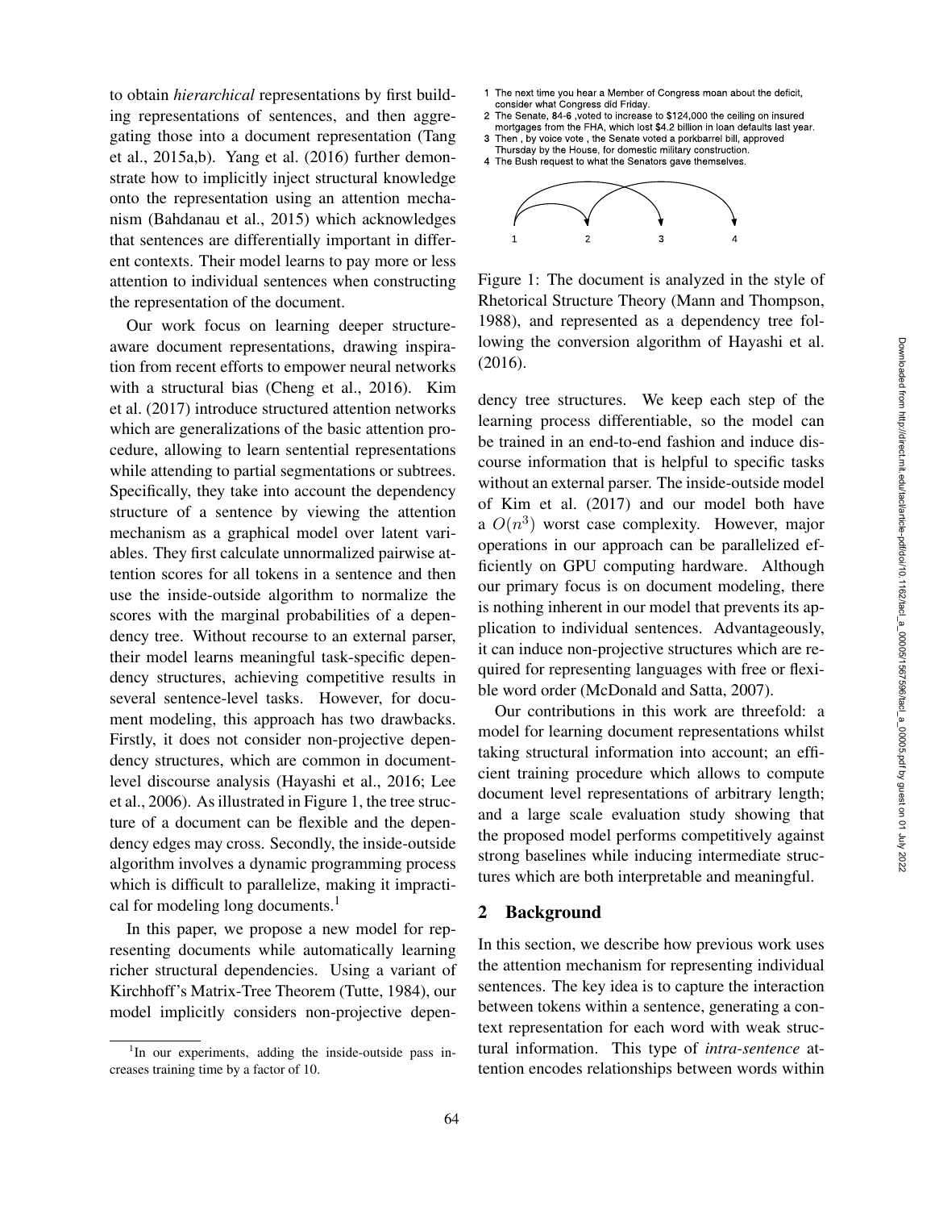to obtain *hierarchical* representations by first building representations of sentences, and then aggregating those into a document representation (Tang et al., 2015a,b). Yang et al. (2016) further demonstrate how to implicitly inject structural knowledge onto the representation using an attention mechanism (Bahdanau et al., 2015) which acknowledges that sentences are differentially important in different contexts. Their model learns to pay more or less attention to individual sentences when constructing the representation of the document.

Our work focus on learning deeper structure-aware document representations, drawing inspiration from recent efforts to empower neural networks with a structural bias (Cheng et al., 2016). Kim et al. (2017) introduce structured attention networks which are generalizations of the basic attention procedure, allowing to learn sentential representations while attending to partial segmentations or subtrees. Specifically, they take into account the dependency structure of a sentence by viewing the attention mechanism as a graphical model over latent variables. They first calculate unnormalized pairwise attention scores for all tokens in a sentence and then use the inside-outside algorithm to normalize the scores with the marginal probabilities of a dependency tree. Without recourse to an external parser, their model learns meaningful task-specific dependency structures, achieving competitive results in several sentence-level tasks. However, for document modeling, this approach has two drawbacks. Firstly, it does not consider non-projective dependency structures, which are common in document-level discourse analysis (Hayashi et al., 2016; Lee et al., 2006). As illustrated in Figure 1, the tree structure of a document can be flexible and the dependency edges may cross. Secondly, the inside-outside algorithm involves a dynamic programming process which is difficult to parallelize, making it impractical for modeling long documents.[1]

In this paper, we propose a new model for representing documents while automatically learning richer structural dependencies. Using a variant of Kirchhoff's Matrix-Tree Theorem (Tutte, 1984), our model implicitly considers non-projective dependency tree structures. We keep each step of the learning process differentiable, so the model can be trained in an end-to-end fashion and induce discourse information that is helpful to specific tasks without an external parser. The inside-outside model of Kim et al. (2017) and our model both have a $O(n^3)$ worst case complexity. However, major operations in our approach can be parallelized efficiently on GPU computing hardware. Although our primary focus is on document modeling, there is nothing inherent in our model that prevents its application to individual sentences. Advantageously, it can induce non-projective structures which are required for representing languages with free or flexible word order (McDonald and Satta, 2007).

1 The next time you hear a Member of Congress moan about the deficit, consider what Congress did Friday.
2 The Senate, 84-6 ,voted to increase to $124,000 the ceiling on insured mortgages from the FHA, which lost $4.2 billion in loan defaults last year.
3 Then , by voice vote , the Senate voted a porkbarrel bill, approved Thursday by the House, for domestic military construction.
4 The Bush request to what the Senators gave themselves.

Figure 1: The document is analyzed in the style of Rhetorical Structure Theory (Mann and Thompson, 1988), and represented as a dependency tree following the conversion algorithm of Hayashi et al. (2016).

Our contributions in this work are threefold: a model for learning document representations whilst taking structural information into account; an efficient training procedure which allows to compute document level representations of arbitrary length; and a large scale evaluation study showing that the proposed model performs competitively against strong baselines while inducing intermediate structures which are both interpretable and meaningful.

## 2 Background

In this section, we describe how previous work uses the attention mechanism for representing individual sentences. The key idea is to capture the interaction between tokens within a sentence, generating a context representation for each word with weak structural information. This type of *intra-sentence* attention encodes relationships between words within

[1] In our experiments, adding the inside-outside pass increases training time by a factor of 10.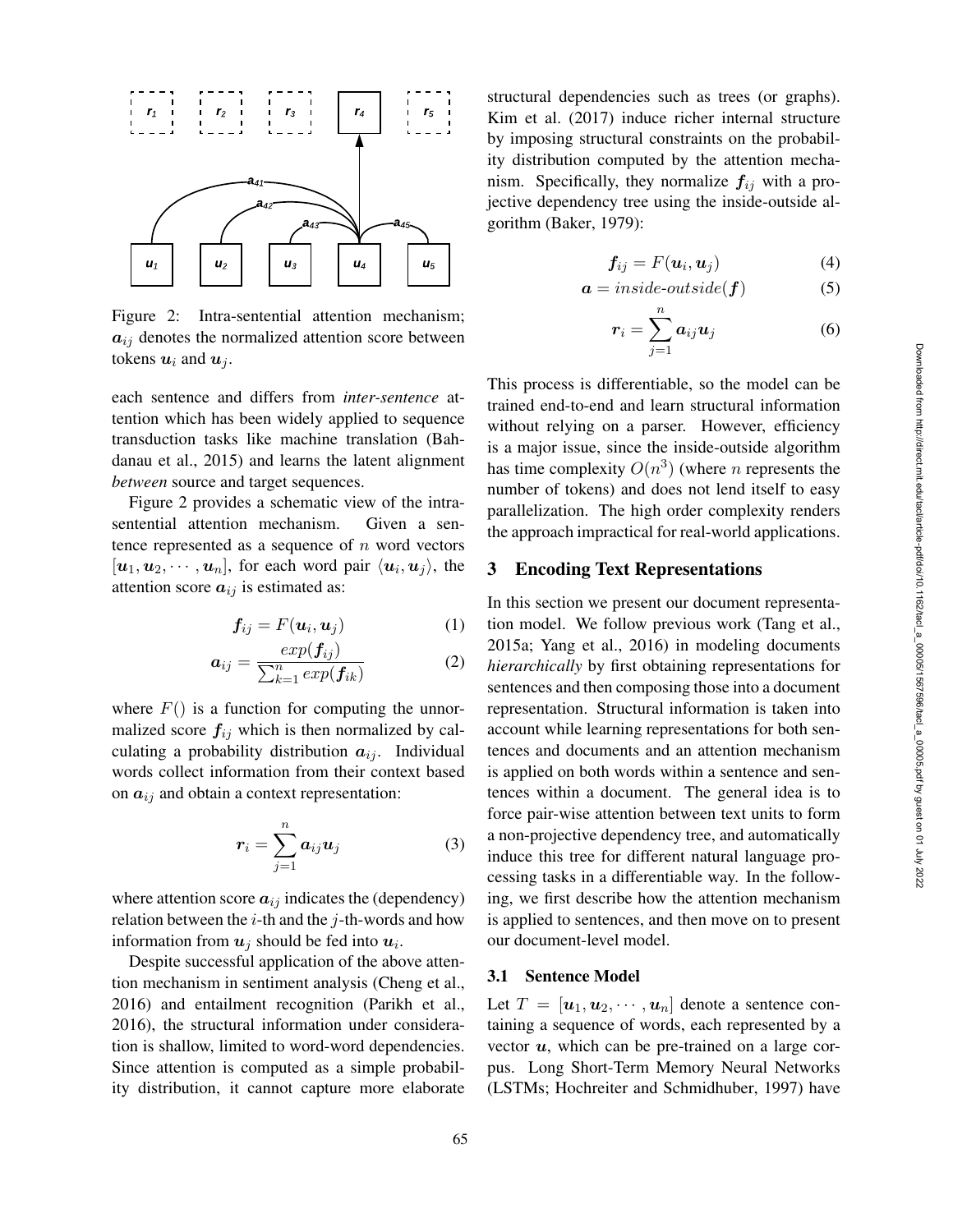Figure 2: Intra-sentential attention mechanism; $\boldsymbol{a}_{ij}$ denotes the normalized attention score between tokens $\boldsymbol{u}_i$ and $\boldsymbol{u}_j$.

each sentence and differs from *inter-sentence* attention which has been widely applied to sequence transduction tasks like machine translation (Bahdanau et al., 2015) and learns the latent alignment *between* source and target sequences.

Figure 2 provides a schematic view of the intra-sentential attention mechanism. Given a sentence represented as a sequence of $n$ word vectors $[\boldsymbol{u}_1, \boldsymbol{u}_2, \cdots, \boldsymbol{u}_n]$, for each word pair $\langle \boldsymbol{u}_i, \boldsymbol{u}_j \rangle$, the attention score $\boldsymbol{a}_{ij}$ is estimated as:

$$\boldsymbol{f}_{ij} = F(\boldsymbol{u}_i, \boldsymbol{u}_j) \tag{1}$$

$$\boldsymbol{a}_{ij} = \frac{exp(\boldsymbol{f}_{ij})}{\sum_{k=1}^{n} exp(\boldsymbol{f}_{ik})} \tag{2}$$

where $F()$ is a function for computing the unnormalized score $\boldsymbol{f}_{ij}$ which is then normalized by calculating a probability distribution $\boldsymbol{a}_{ij}$. Individual words collect information from their context based on $\boldsymbol{a}_{ij}$ and obtain a context representation:

$$\boldsymbol{r}_i = \sum_{j=1}^{n} \boldsymbol{a}_{ij} \boldsymbol{u}_j \tag{3}$$

where attention score $\boldsymbol{a}_{ij}$ indicates the (dependency) relation between the $i$-th and the $j$-th-words and how information from $\boldsymbol{u}_j$ should be fed into $\boldsymbol{u}_i$.

Despite successful application of the above attention mechanism in sentiment analysis (Cheng et al., 2016) and entailment recognition (Parikh et al., 2016), the structural information under consideration is shallow, limited to word-word dependencies. Since attention is computed as a simple probability distribution, it cannot capture more elaborate structural dependencies such as trees (or graphs). Kim et al. (2017) induce richer internal structure by imposing structural constraints on the probability distribution computed by the attention mechanism. Specifically, they normalize $\boldsymbol{f}_{ij}$ with a projective dependency tree using the inside-outside algorithm (Baker, 1979):

$$\boldsymbol{f}_{ij} = F(\boldsymbol{u}_i, \boldsymbol{u}_j) \tag{4}$$

$$\boldsymbol{a} = inside\text{-}outside(\boldsymbol{f}) \tag{5}$$

$$\boldsymbol{r}_i = \sum_{j=1}^{n} \boldsymbol{a}_{ij} \boldsymbol{u}_j \tag{6}$$

This process is differentiable, so the model can be trained end-to-end and learn structural information without relying on a parser. However, efficiency is a major issue, since the inside-outside algorithm has time complexity $O(n^3)$ (where $n$ represents the number of tokens) and does not lend itself to easy parallelization. The high order complexity renders the approach impractical for real-world applications.

## 3 Encoding Text Representations

In this section we present our document representation model. We follow previous work (Tang et al., 2015a; Yang et al., 2016) in modeling documents *hierarchically* by first obtaining representations for sentences and then composing those into a document representation. Structural information is taken into account while learning representations for both sentences and documents and an attention mechanism is applied on both words within a sentence and sentences within a document. The general idea is to force pair-wise attention between text units to form a non-projective dependency tree, and automatically induce this tree for different natural language processing tasks in a differentiable way. In the following, we first describe how the attention mechanism is applied to sentences, and then move on to present our document-level model.

### 3.1 Sentence Model

Let $T = [\boldsymbol{u}_1, \boldsymbol{u}_2, \cdots, \boldsymbol{u}_n]$ denote a sentence containing a sequence of words, each represented by a vector $\boldsymbol{u}$, which can be pre-trained on a large corpus. Long Short-Term Memory Neural Networks (LSTMs; Hochreiter and Schmidhuber, 1997) have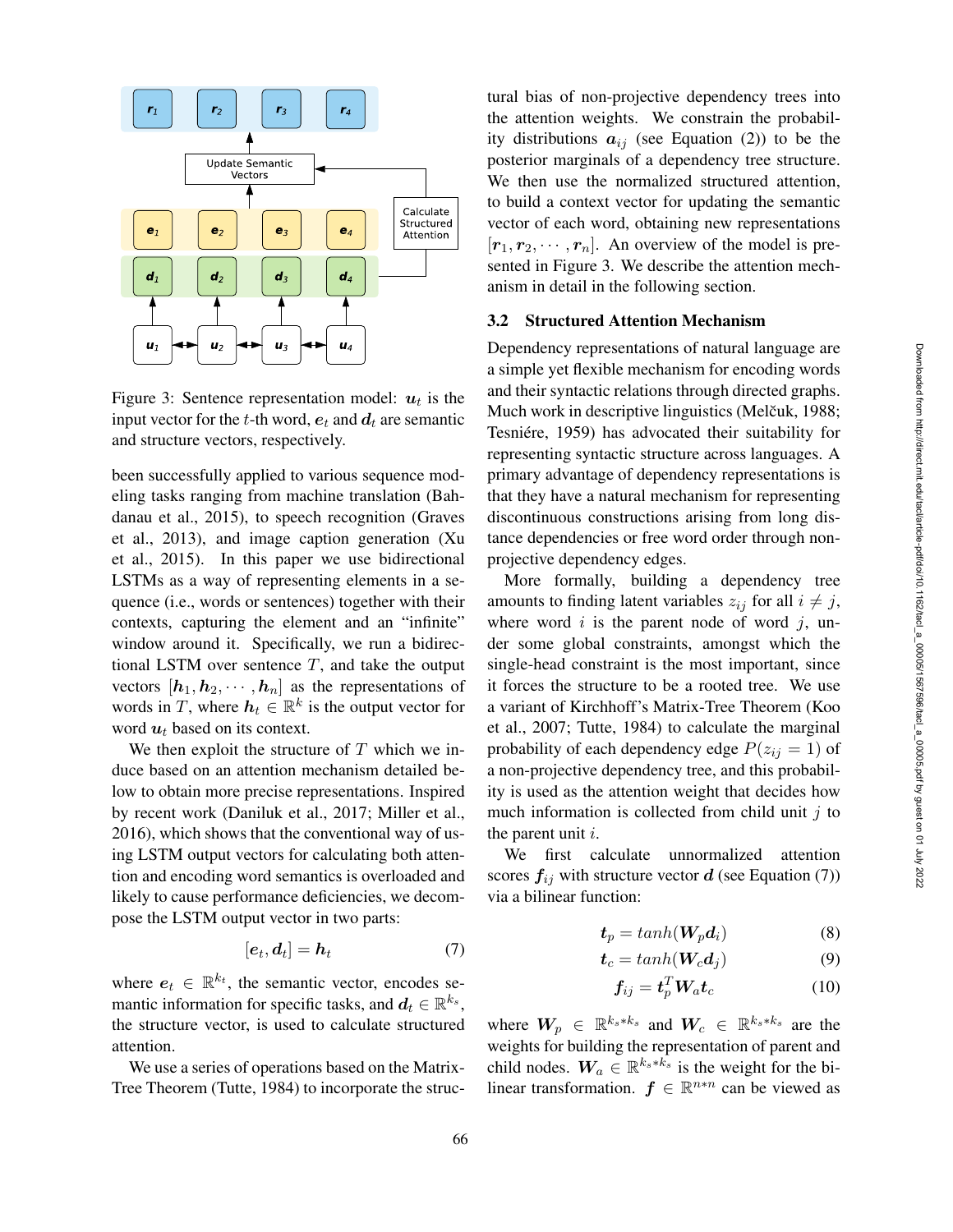Figure 3: Sentence representation model: $\boldsymbol{u}_t$ is the input vector for the $t$-th word, $\boldsymbol{e}_t$ and $\boldsymbol{d}_t$ are semantic and structure vectors, respectively.

been successfully applied to various sequence modeling tasks ranging from machine translation (Bahdanau et al., 2015), to speech recognition (Graves et al., 2013), and image caption generation (Xu et al., 2015). In this paper we use bidirectional LSTMs as a way of representing elements in a sequence (i.e., words or sentences) together with their contexts, capturing the element and an "infinite" window around it. Specifically, we run a bidirectional LSTM over sentence $T$, and take the output vectors $[\boldsymbol{h}_1, \boldsymbol{h}_2, \cdots, \boldsymbol{h}_n]$ as the representations of words in $T$, where $\boldsymbol{h}_t \in \mathbb{R}^k$ is the output vector for word $\boldsymbol{u}_t$ based on its context.

We then exploit the structure of $T$ which we induce based on an attention mechanism detailed below to obtain more precise representations. Inspired by recent work (Daniluk et al., 2017; Miller et al., 2016), which shows that the conventional way of using LSTM output vectors for calculating both attention and encoding word semantics is overloaded and likely to cause performance deficiencies, we decompose the LSTM output vector in two parts:

$$[\boldsymbol{e}_t, \boldsymbol{d}_t] = \boldsymbol{h}_t \tag{7}$$

where $\boldsymbol{e}_t \in \mathbb{R}^{k_t}$, the semantic vector, encodes semantic information for specific tasks, and $\boldsymbol{d}_t \in \mathbb{R}^{k_s}$, the structure vector, is used to calculate structured attention.

We use a series of operations based on the Matrix-Tree Theorem (Tutte, 1984) to incorporate the structural bias of non-projective dependency trees into the attention weights. We constrain the probability distributions $\boldsymbol{a}_{ij}$ (see Equation (2)) to be the posterior marginals of a dependency tree structure. We then use the normalized structured attention, to build a context vector for updating the semantic vector of each word, obtaining new representations $[\boldsymbol{r}_1, \boldsymbol{r}_2, \cdots, \boldsymbol{r}_n]$. An overview of the model is presented in Figure 3. We describe the attention mechanism in detail in the following section.

### 3.2 Structured Attention Mechanism

Dependency representations of natural language are a simple yet flexible mechanism for encoding words and their syntactic relations through directed graphs. Much work in descriptive linguistics (Melčuk, 1988; Tesniére, 1959) has advocated their suitability for representing syntactic structure across languages. A primary advantage of dependency representations is that they have a natural mechanism for representing discontinuous constructions arising from long distance dependencies or free word order through non-projective dependency edges.

More formally, building a dependency tree amounts to finding latent variables $z_{ij}$ for all $i \neq j$, where word $i$ is the parent node of word $j$, under some global constraints, amongst which the single-head constraint is the most important, since it forces the structure to be a rooted tree. We use a variant of Kirchhoff's Matrix-Tree Theorem (Koo et al., 2007; Tutte, 1984) to calculate the marginal probability of each dependency edge $P(z_{ij} = 1)$ of a non-projective dependency tree, and this probability is used as the attention weight that decides how much information is collected from child unit $j$ to the parent unit $i$.

We first calculate unnormalized attention scores $\boldsymbol{f}_{ij}$ with structure vector $\boldsymbol{d}$ (see Equation (7)) via a bilinear function:

$$\boldsymbol{t}_p = tanh(\boldsymbol{W}_p \boldsymbol{d}_i) \tag{8}$$

$$\boldsymbol{t}_c = tanh(\boldsymbol{W}_c \boldsymbol{d}_j) \tag{9}$$

$$\boldsymbol{f}_{ij} = \boldsymbol{t}_p^T \boldsymbol{W}_a \boldsymbol{t}_c \tag{10}$$

where $\boldsymbol{W}_p \in \mathbb{R}^{k_s * k_s}$ and $\boldsymbol{W}_c \in \mathbb{R}^{k_s * k_s}$ are the weights for building the representation of parent and child nodes. $\boldsymbol{W}_a \in \mathbb{R}^{k_s * k_s}$ is the weight for the bilinear transformation. $\boldsymbol{f} \in \mathbb{R}^{n * n}$ can be viewed as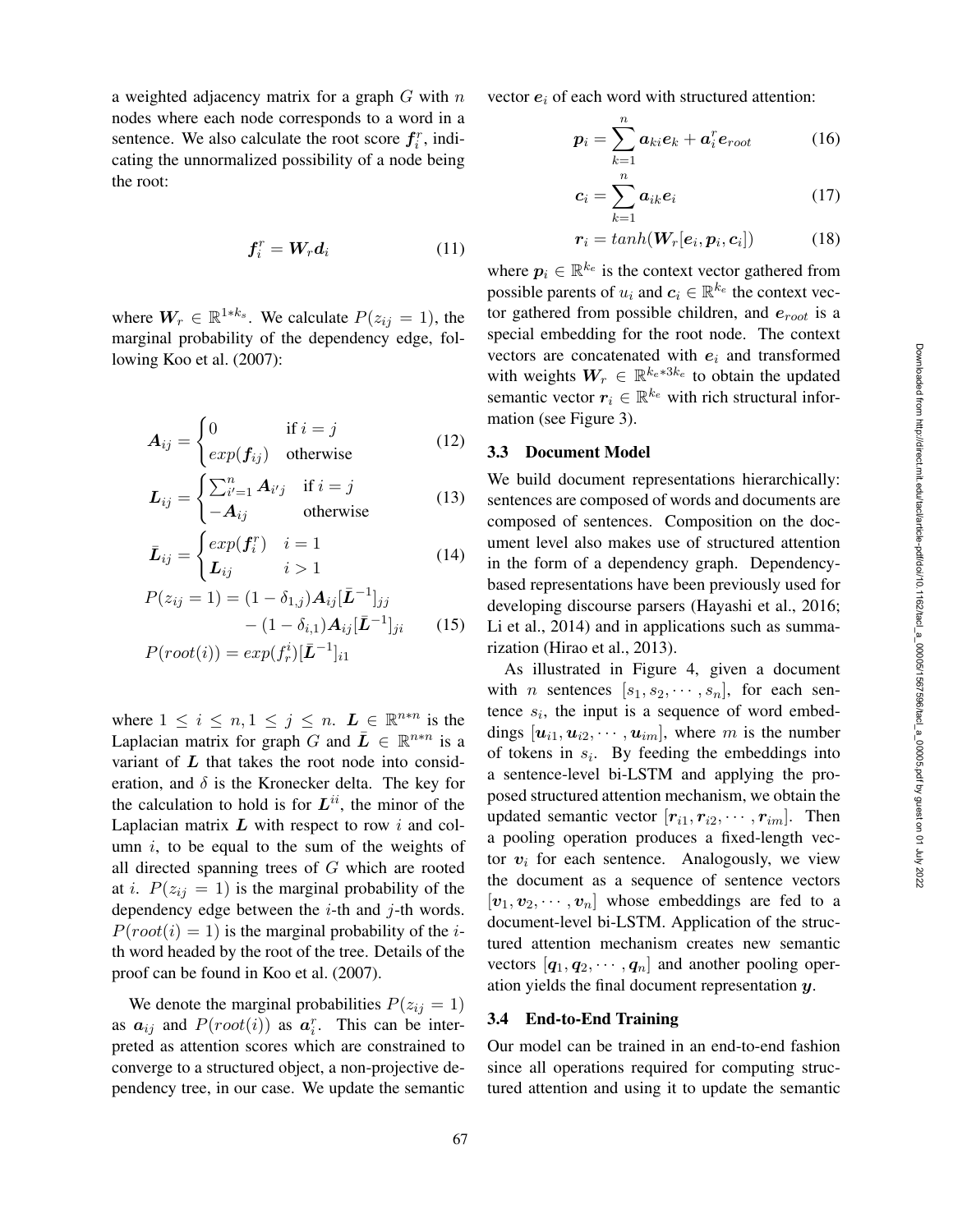a weighted adjacency matrix for a graph $G$ with $n$ nodes where each node corresponds to a word in a sentence. We also calculate the root score $\boldsymbol{f}_i^r$, indicating the unnormalized possibility of a node being the root:

$$\boldsymbol{f}_i^r = \boldsymbol{W}_r \boldsymbol{d}_i \tag{11}$$

where $\boldsymbol{W}_r \in \mathbb{R}^{1*k_s}$. We calculate $P(z_{ij} = 1)$, the marginal probability of the dependency edge, following Koo et al. (2007):

$$\boldsymbol{A}_{ij} = \begin{cases} 0 & \text{if } i = j \\ exp(\boldsymbol{f}_{ij}) & \text{otherwise} \end{cases} \tag{12}$$

$$\boldsymbol{L}_{ij} = \begin{cases} \sum_{i'=1}^{n} \boldsymbol{A}_{i'j} & \text{if } i = j \\ -\boldsymbol{A}_{ij} & \text{otherwise} \end{cases} \tag{13}$$

$$\bar{\boldsymbol{L}}_{ij} = \begin{cases} exp(\boldsymbol{f}_i^r) & i = 1 \\ \boldsymbol{L}_{ij} & i > 1 \end{cases} \tag{14}$$

$$\begin{aligned} P(z_{ij} = 1) = &(1 - \delta_{1,j})\boldsymbol{A}_{ij}[\bar{\boldsymbol{L}}^{-1}]_{jj} \\ &- (1 - \delta_{i,1})\boldsymbol{A}_{ij}[\bar{\boldsymbol{L}}^{-1}]_{ji} \end{aligned} \tag{15}$$

$$P(root(i)) = exp(f_r^i)[\bar{\boldsymbol{L}}^{-1}]_{i1}$$

where $1 \leq i \leq n, 1 \leq j \leq n$. $\boldsymbol{L} \in \mathbb{R}^{n*n}$ is the Laplacian matrix for graph $G$ and $\bar{\boldsymbol{L}} \in \mathbb{R}^{n*n}$ is a variant of $\boldsymbol{L}$ that takes the root node into consideration, and $\delta$ is the Kronecker delta. The key for the calculation to hold is for $\boldsymbol{L}^{ii}$, the minor of the Laplacian matrix $\boldsymbol{L}$ with respect to row $i$ and column $i$, to be equal to the sum of the weights of all directed spanning trees of $G$ which are rooted at $i$. $P(z_{ij} = 1)$ is the marginal probability of the dependency edge between the $i$-th and $j$-th words. $P(root(i) = 1)$ is the marginal probability of the $i$-th word headed by the root of the tree. Details of the proof can be found in Koo et al. (2007).

We denote the marginal probabilities $P(z_{ij} = 1)$ as $\boldsymbol{a}_{ij}$ and $P(root(i))$ as $\boldsymbol{a}_i^r$. This can be interpreted as attention scores which are constrained to converge to a structured object, a non-projective dependency tree, in our case. We update the semantic vector $\boldsymbol{e}_i$ of each word with structured attention:

$$\boldsymbol{p}_i = \sum_{k=1}^{n} \boldsymbol{a}_{ki}\boldsymbol{e}_k + \boldsymbol{a}_i^r \boldsymbol{e}_{root} \tag{16}$$

$$\boldsymbol{c}_i = \sum_{k=1}^{n} \boldsymbol{a}_{ik}\boldsymbol{e}_i \tag{17}$$

$$\boldsymbol{r}_i = tanh(\boldsymbol{W}_r[\boldsymbol{e}_i, \boldsymbol{p}_i, \boldsymbol{c}_i]) \tag{18}$$

where $\boldsymbol{p}_i \in \mathbb{R}^{k_e}$ is the context vector gathered from possible parents of $u_i$ and $\boldsymbol{c}_i \in \mathbb{R}^{k_e}$ the context vector gathered from possible children, and $\boldsymbol{e}_{root}$ is a special embedding for the root node. The context vectors are concatenated with $\boldsymbol{e}_i$ and transformed with weights $\boldsymbol{W}_r \in \mathbb{R}^{k_e*3k_e}$ to obtain the updated semantic vector $\boldsymbol{r}_i \in \mathbb{R}^{k_e}$ with rich structural information (see Figure 3).

### 3.3 Document Model

We build document representations hierarchically: sentences are composed of words and documents are composed of sentences. Composition on the document level also makes use of structured attention in the form of a dependency graph. Dependency-based representations have been previously used for developing discourse parsers (Hayashi et al., 2016; Li et al., 2014) and in applications such as summarization (Hirao et al., 2013).

As illustrated in Figure 4, given a document with $n$ sentences $[s_1, s_2, \cdots, s_n]$, for each sentence $s_i$, the input is a sequence of word embeddings $[\boldsymbol{u}_{i1}, \boldsymbol{u}_{i2}, \cdots, \boldsymbol{u}_{im}]$, where $m$ is the number of tokens in $s_i$. By feeding the embeddings into a sentence-level bi-LSTM and applying the proposed structured attention mechanism, we obtain the updated semantic vector $[\boldsymbol{r}_{i1}, \boldsymbol{r}_{i2}, \cdots, \boldsymbol{r}_{im}]$. Then a pooling operation produces a fixed-length vector $\boldsymbol{v}_i$ for each sentence. Analogously, we view the document as a sequence of sentence vectors $[\boldsymbol{v}_1, \boldsymbol{v}_2, \cdots, \boldsymbol{v}_n]$ whose embeddings are fed to a document-level bi-LSTM. Application of the structured attention mechanism creates new semantic vectors $[\boldsymbol{q}_1, \boldsymbol{q}_2, \cdots, \boldsymbol{q}_n]$ and another pooling operation yields the final document representation $\boldsymbol{y}$.

### 3.4 End-to-End Training

Our model can be trained in an end-to-end fashion since all operations required for computing structured attention and using it to update the semantic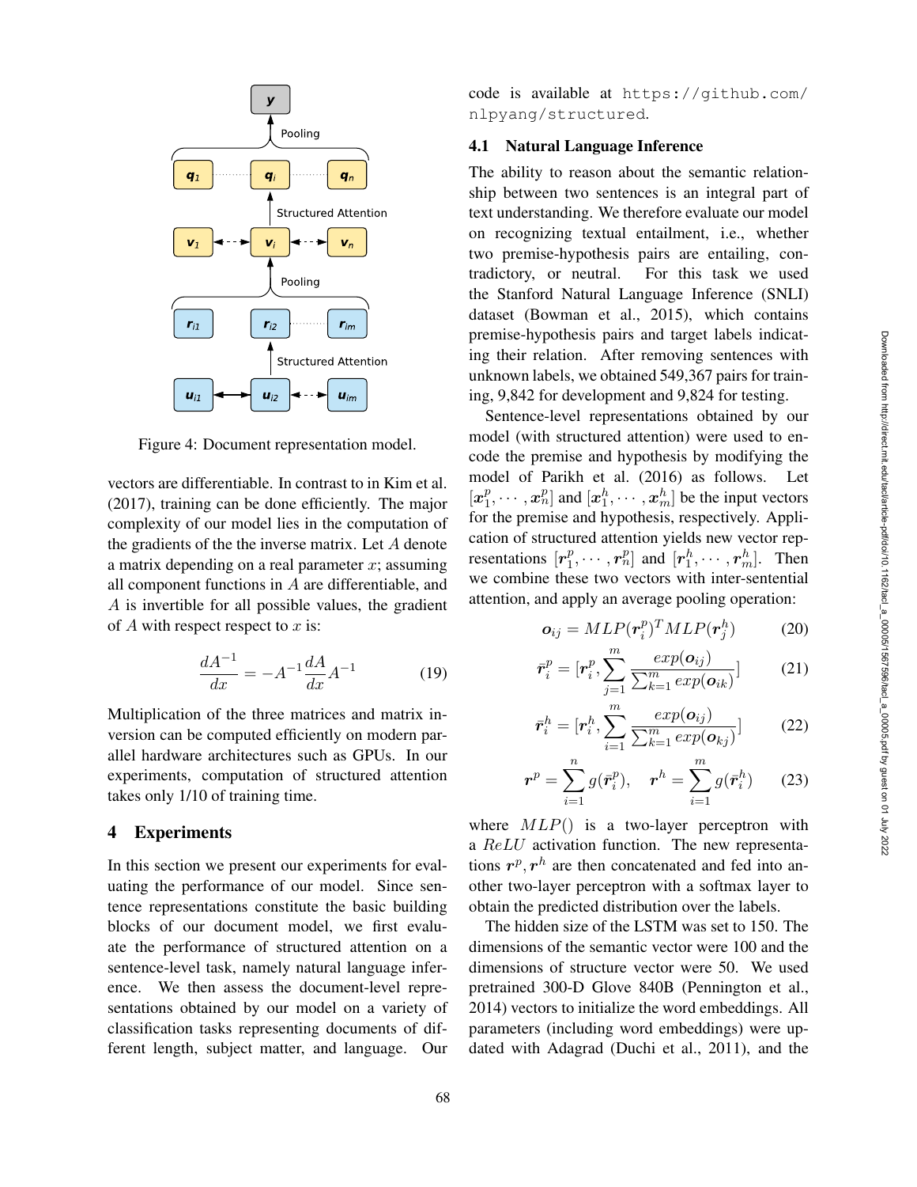Figure 4: Document representation model.

vectors are differentiable. In contrast to in Kim et al. (2017), training can be done efficiently. The major complexity of our model lies in the computation of the gradients of the the inverse matrix. Let $A$ denote a matrix depending on a real parameter $x$; assuming all component functions in $A$ are differentiable, and $A$ is invertible for all possible values, the gradient of $A$ with respect respect to $x$ is:

$$\frac{dA^{-1}}{dx} = -A^{-1}\frac{dA}{dx}A^{-1} \tag{19}$$

Multiplication of the three matrices and matrix inversion can be computed efficiently on modern parallel hardware architectures such as GPUs. In our experiments, computation of structured attention takes only 1/10 of training time.

## 4 Experiments

In this section we present our experiments for evaluating the performance of our model. Since sentence representations constitute the basic building blocks of our document model, we first evaluate the performance of structured attention on a sentence-level task, namely natural language inference. We then assess the document-level representations obtained by our model on a variety of classification tasks representing documents of different length, subject matter, and language. Our code is available at https://github.com/nlpyang/structured.

### 4.1 Natural Language Inference

The ability to reason about the semantic relationship between two sentences is an integral part of text understanding. We therefore evaluate our model on recognizing textual entailment, i.e., whether two premise-hypothesis pairs are entailing, contradictory, or neutral. For this task we used the Stanford Natural Language Inference (SNLI) dataset (Bowman et al., 2015), which contains premise-hypothesis pairs and target labels indicating their relation. After removing sentences with unknown labels, we obtained 549,367 pairs for training, 9,842 for development and 9,824 for testing.

Sentence-level representations obtained by our model (with structured attention) were used to encode the premise and hypothesis by modifying the model of Parikh et al. (2016) as follows. Let $[\boldsymbol{x}_1^p, \cdots, \boldsymbol{x}_n^p]$ and $[\boldsymbol{x}_1^h, \cdots, \boldsymbol{x}_m^h]$ be the input vectors for the premise and hypothesis, respectively. Application of structured attention yields new vector representations $[\boldsymbol{r}_1^p, \cdots, \boldsymbol{r}_n^p]$ and $[\boldsymbol{r}_1^h, \cdots, \boldsymbol{r}_m^h]$. Then we combine these two vectors with inter-sentential attention, and apply an average pooling operation:

$$\boldsymbol{o}_{ij} = MLP(\boldsymbol{r}_i^p)^T MLP(\boldsymbol{r}_j^h) \tag{20}$$

$$\bar{\boldsymbol{r}}_i^p = [\boldsymbol{r}_i^p, \sum_{j=1}^{m} \frac{exp(\boldsymbol{o}_{ij})}{\sum_{k=1}^{m} exp(\boldsymbol{o}_{ik})}] \tag{21}$$

$$\bar{\boldsymbol{r}}_i^h = [\boldsymbol{r}_i^h, \sum_{i=1}^{m} \frac{exp(\boldsymbol{o}_{ij})}{\sum_{k=1}^{m} exp(\boldsymbol{o}_{kj})}] \tag{22}$$

$$\boldsymbol{r}^p = \sum_{i=1}^{n} g(\bar{\boldsymbol{r}}_i^p), \quad \boldsymbol{r}^h = \sum_{i=1}^{m} g(\bar{\boldsymbol{r}}_i^h) \tag{23}$$

where $MLP()$ is a two-layer perceptron with a $ReLU$ activation function. The new representations $\boldsymbol{r}^p, \boldsymbol{r}^h$ are then concatenated and fed into another two-layer perceptron with a softmax layer to obtain the predicted distribution over the labels.

The hidden size of the LSTM was set to 150. The dimensions of the semantic vector were 100 and the dimensions of structure vector were 50. We used pretrained 300-D Glove 840B (Pennington et al., 2014) vectors to initialize the word embeddings. All parameters (including word embeddings) were updated with Adagrad (Duchi et al., 2011), and the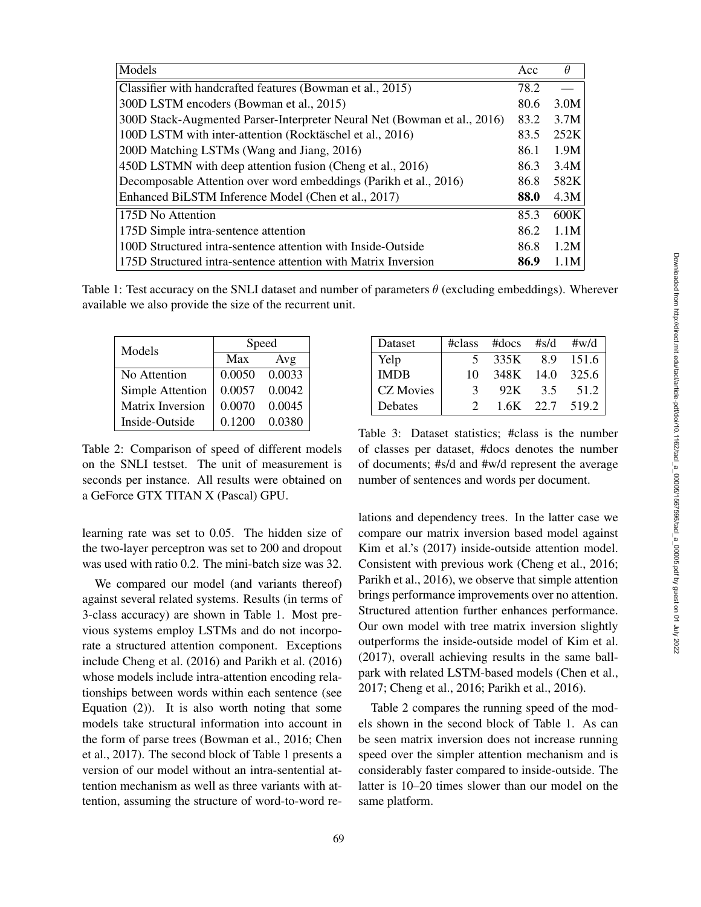| Models | Acc | $\theta$ |
|---|---|---|
| Classifier with handcrafted features (Bowman et al., 2015) | 78.2 | — |
| 300D LSTM encoders (Bowman et al., 2015) | 80.6 | 3.0M |
| 300D Stack-Augmented Parser-Interpreter Neural Net (Bowman et al., 2016) | 83.2 | 3.7M |
| 100D LSTM with inter-attention (Rocktäschel et al., 2016) | 83.5 | 252K |
| 200D Matching LSTMs (Wang and Jiang, 2016) | 86.1 | 1.9M |
| 450D LSTMN with deep attention fusion (Cheng et al., 2016) | 86.3 | 3.4M |
| Decomposable Attention over word embeddings (Parikh et al., 2016) | 86.8 | 582K |
| Enhanced BiLSTM Inference Model (Chen et al., 2017) | **88.0** | 4.3M |
| 175D No Attention | 85.3 | 600K |
| 175D Simple intra-sentence attention | 86.2 | 1.1M |
| 100D Structured intra-sentence attention with Inside-Outside | 86.8 | 1.2M |
| 175D Structured intra-sentence attention with Matrix Inversion | **86.9** | 1.1M |

Table 1: Test accuracy on the SNLI dataset and number of parameters $\theta$ (excluding embeddings). Wherever available we also provide the size of the recurrent unit.

| Models | Speed | |
|---|---|---|
| | Max | Avg |
| No Attention | 0.0050 | 0.0033 |
| Simple Attention | 0.0057 | 0.0042 |
| Matrix Inversion | 0.0070 | 0.0045 |
| Inside-Outside | 0.1200 | 0.0380 |

Table 2: Comparison of speed of different models on the SNLI testset. The unit of measurement is seconds per instance. All results were obtained on a GeForce GTX TITAN X (Pascal) GPU.

| Dataset | #class | #docs | #s/d | #w/d |
|---|---|---|---|---|
| Yelp | 5 | 335K | 8.9 | 151.6 |
| IMDB | 10 | 348K | 14.0 | 325.6 |
| CZ Movies | 3 | 92K | 3.5 | 51.2 |
| Debates | 2 | 1.6K | 22.7 | 519.2 |

Table 3: Dataset statistics; #class is the number of classes per dataset, #docs denotes the number of documents; #s/d and #w/d represent the average number of sentences and words per document.

learning rate was set to 0.05. The hidden size of the two-layer perceptron was set to 200 and dropout was used with ratio 0.2. The mini-batch size was 32.

We compared our model (and variants thereof) against several related systems. Results (in terms of 3-class accuracy) are shown in Table 1. Most previous systems employ LSTMs and do not incorporate a structured attention component. Exceptions include Cheng et al. (2016) and Parikh et al. (2016) whose models include intra-attention encoding relationships between words within each sentence (see Equation (2)). It is also worth noting that some models take structural information into account in the form of parse trees (Bowman et al., 2016; Chen et al., 2017). The second block of Table 1 presents a version of our model without an intra-sentential attention mechanism as well as three variants with attention, assuming the structure of word-to-word relations and dependency trees. In the latter case we compare our matrix inversion based model against Kim et al.'s (2017) inside-outside attention model. Consistent with previous work (Cheng et al., 2016; Parikh et al., 2016), we observe that simple attention brings performance improvements over no attention. Structured attention further enhances performance. Our own model with tree matrix inversion slightly outperforms the inside-outside model of Kim et al. (2017), overall achieving results in the same ballpark with related LSTM-based models (Chen et al., 2017; Cheng et al., 2016; Parikh et al., 2016).

Table 2 compares the running speed of the models shown in the second block of Table 1. As can be seen matrix inversion does not increase running speed over the simpler attention mechanism and is considerably faster compared to inside-outside. The latter is 10–20 times slower than our model on the same platform.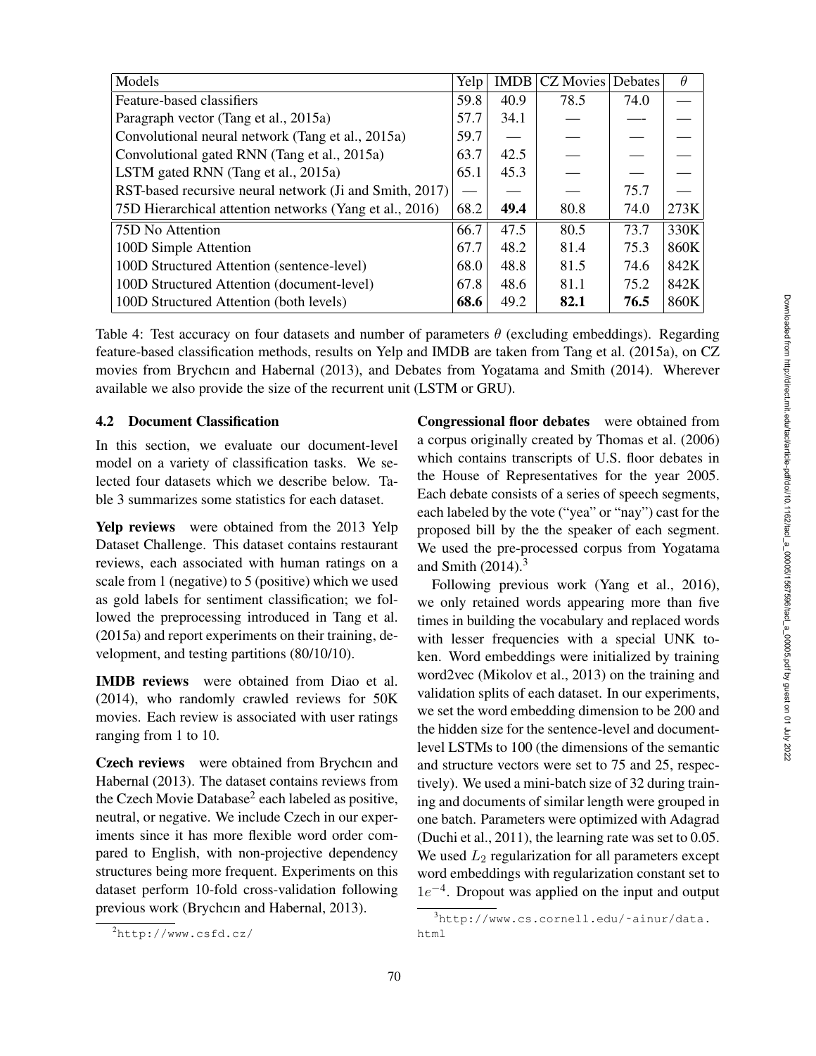| Models | Yelp | IMDB | CZ Movies | Debates | $\theta$ |
|---|---|---|---|---|---|
| Feature-based classifiers | 59.8 | 40.9 | 78.5 | 74.0 | — |
| Paragraph vector (Tang et al., 2015a) | 57.7 | 34.1 | — | — | — |
| Convolutional neural network (Tang et al., 2015a) | 59.7 | — | — | — | — |
| Convolutional gated RNN (Tang et al., 2015a) | 63.7 | 42.5 | — | — | — |
| LSTM gated RNN (Tang et al., 2015a) | 65.1 | 45.3 | — | — | — |
| RST-based recursive neural network (Ji and Smith, 2017) | — | — | — | 75.7 | — |
| 75D Hierarchical attention networks (Yang et al., 2016) | 68.2 | **49.4** | 80.8 | 74.0 | 273K |
| 75D No Attention | 66.7 | 47.5 | 80.5 | 73.7 | 330K |
| 100D Simple Attention | 67.7 | 48.2 | 81.4 | 75.3 | 860K |
| 100D Structured Attention (sentence-level) | 68.0 | 48.8 | 81.5 | 74.6 | 842K |
| 100D Structured Attention (document-level) | 67.8 | 48.6 | 81.1 | 75.2 | 842K |
| 100D Structured Attention (both levels) | **68.6** | 49.2 | **82.1** | **76.5** | 860K |

Table 4: Test accuracy on four datasets and number of parameters $\theta$ (excluding embeddings). Regarding feature-based classification methods, results on Yelp and IMDB are taken from Tang et al. (2015a), on CZ movies from Brychcın and Habernal (2013), and Debates from Yogatama and Smith (2014). Wherever available we also provide the size of the recurrent unit (LSTM or GRU).

## 4.2 Document Classification

In this section, we evaluate our document-level model on a variety of classification tasks. We selected four datasets which we describe below. Table 3 summarizes some statistics for each dataset.

**Yelp reviews** were obtained from the 2013 Yelp Dataset Challenge. This dataset contains restaurant reviews, each associated with human ratings on a scale from 1 (negative) to 5 (positive) which we used as gold labels for sentiment classification; we followed the preprocessing introduced in Tang et al. (2015a) and report experiments on their training, development, and testing partitions (80/10/10).

**IMDB reviews** were obtained from Diao et al. (2014), who randomly crawled reviews for 50K movies. Each review is associated with user ratings ranging from 1 to 10.

**Czech reviews** were obtained from Brychcın and Habernal (2013). The dataset contains reviews from the Czech Movie Database[2] each labeled as positive, neutral, or negative. We include Czech in our experiments since it has more flexible word order compared to English, with non-projective dependency structures being more frequent. Experiments on this dataset perform 10-fold cross-validation following previous work (Brychcın and Habernal, 2013).

**Congressional floor debates** were obtained from a corpus originally created by Thomas et al. (2006) which contains transcripts of U.S. floor debates in the House of Representatives for the year 2005. Each debate consists of a series of speech segments, each labeled by the vote ("yea" or "nay") cast for the proposed bill by the the speaker of each segment. We used the pre-processed corpus from Yogatama and Smith (2014).[3]

Following previous work (Yang et al., 2016), we only retained words appearing more than five times in building the vocabulary and replaced words with lesser frequencies with a special UNK token. Word embeddings were initialized by training word2vec (Mikolov et al., 2013) on the training and validation splits of each dataset. In our experiments, we set the word embedding dimension to be 200 and the hidden size for the sentence-level and document-level LSTMs to 100 (the dimensions of the semantic and structure vectors were set to 75 and 25, respectively). We used a mini-batch size of 32 during training and documents of similar length were grouped in one batch. Parameters were optimized with Adagrad (Duchi et al., 2011), the learning rate was set to 0.05. We used $L_2$ regularization for all parameters except word embeddings with regularization constant set to $1e^{-4}$. Dropout was applied on the input and output

[2] http://www.csfd.cz/

[3] http://www.cs.cornell.edu/~ainur/data.html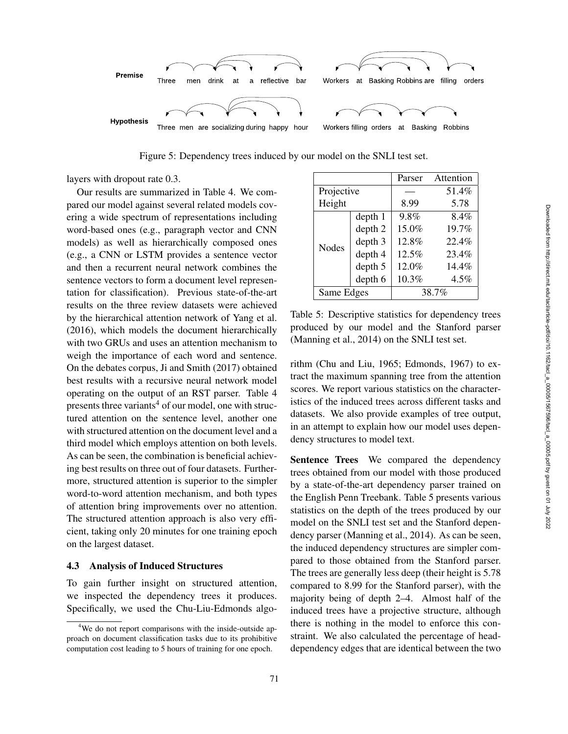Figure 5: Dependency trees induced by our model on the SNLI test set.

layers with dropout rate 0.3.

Our results are summarized in Table 4. We compared our model against several related models covering a wide spectrum of representations including word-based ones (e.g., paragraph vector and CNN models) as well as hierarchically composed ones (e.g., a CNN or LSTM provides a sentence vector and then a recurrent neural network combines the sentence vectors to form a document level representation for classification). Previous state-of-the-art results on the three review datasets were achieved by the hierarchical attention network of Yang et al. (2016), which models the document hierarchically with two GRUs and uses an attention mechanism to weigh the importance of each word and sentence. On the debates corpus, Ji and Smith (2017) obtained best results with a recursive neural network model operating on the output of an RST parser. Table 4 presents three variants[4] of our model, one with structured attention on the sentence level, another one with structured attention on the document level and a third model which employs attention on both levels. As can be seen, the combination is beneficial achieving best results on three out of four datasets. Furthermore, structured attention is superior to the simpler word-to-word attention mechanism, and both types of attention bring improvements over no attention. The structured attention approach is also very efficient, taking only 20 minutes for one training epoch on the largest dataset.

### 4.3 Analysis of Induced Structures

To gain further insight on structured attention, we inspected the dependency trees it produces. Specifically, we used the Chu-Liu-Edmonds algorithm (Chu and Liu, 1965; Edmonds, 1967) to extract the maximum spanning tree from the attention scores. We report various statistics on the characteristics of the induced trees across different tasks and datasets. We also provide examples of tree output, in an attempt to explain how our model uses dependency structures to model text.

| | | Parser | Attention |
|---|---|---|---|
| Projective | | — | 51.4% |
| Height | | 8.99 | 5.78 |
| Nodes | depth 1 | 9.8% | 8.4% |
| | depth 2 | 15.0% | 19.7% |
| | depth 3 | 12.8% | 22.4% |
| | depth 4 | 12.5% | 23.4% |
| | depth 5 | 12.0% | 14.4% |
| | depth 6 | 10.3% | 4.5% |
| Same Edges | | 38.7% | |

Table 5: Descriptive statistics for dependency trees produced by our model and the Stanford parser (Manning et al., 2014) on the SNLI test set.

**Sentence Trees** We compared the dependency trees obtained from our model with those produced by a state-of-the-art dependency parser trained on the English Penn Treebank. Table 5 presents various statistics on the depth of the trees produced by our model on the SNLI test set and the Stanford dependency parser (Manning et al., 2014). As can be seen, the induced dependency structures are simpler compared to those obtained from the Stanford parser. The trees are generally less deep (their height is 5.78 compared to 8.99 for the Stanford parser), with the majority being of depth 2–4. Almost half of the induced trees have a projective structure, although there is nothing in the model to enforce this constraint. We also calculated the percentage of head-dependency edges that are identical between the two

[4] We do not report comparisons with the inside-outside approach on document classification tasks due to its prohibitive computation cost leading to 5 hours of training for one epoch.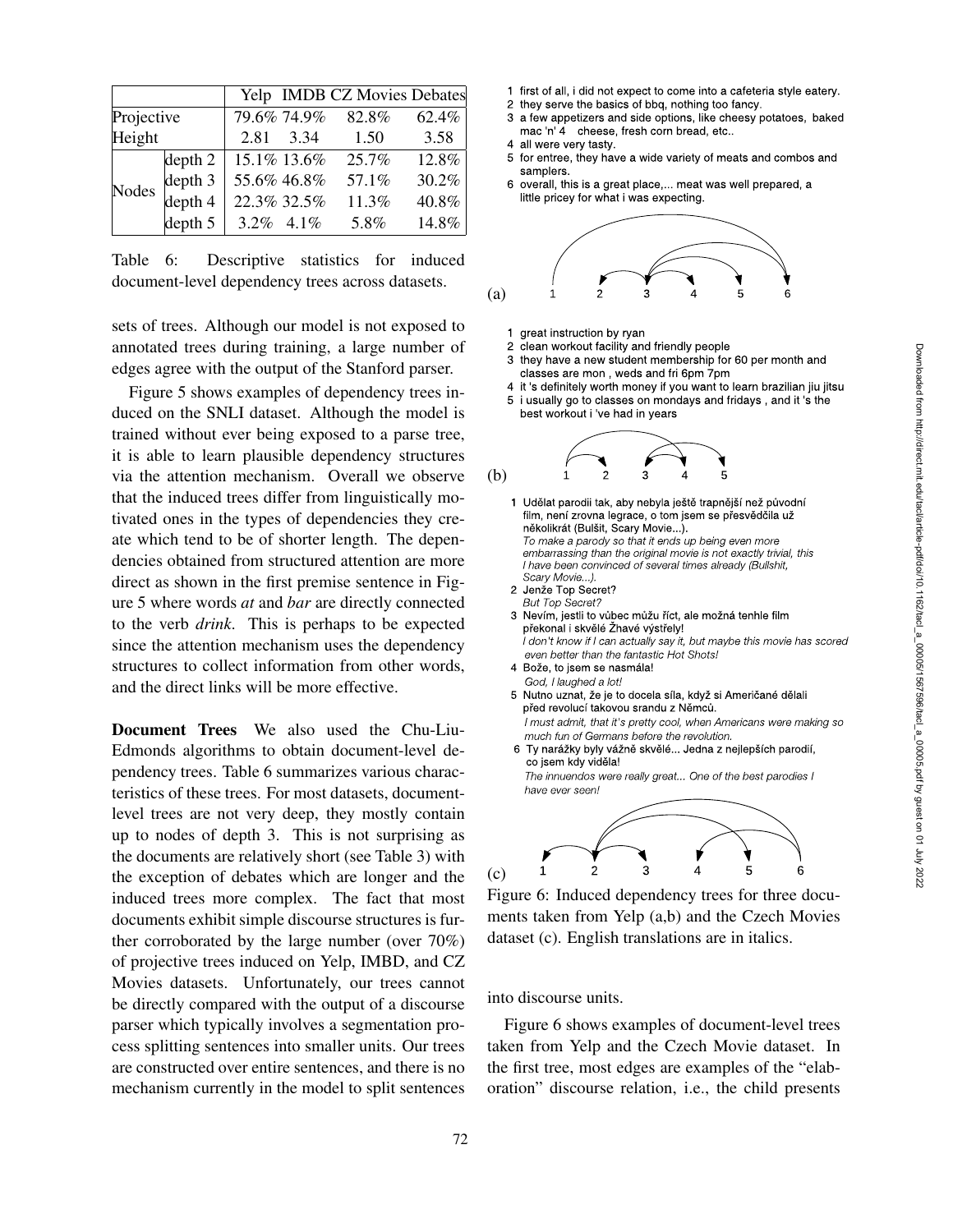|  |  | Yelp | IMDB | CZ Movies | Debates |
|---|---|---|---|---|---|
| Projective |  | 79.6% | 74.9% | 82.8% | 62.4% |
| Height |  | 2.81 | 3.34 | 1.50 | 3.58 |
| Nodes | depth 2 | 15.1% | 13.6% | 25.7% | 12.8% |
|  | depth 3 | 55.6% | 46.8% | 57.1% | 30.2% |
|  | depth 4 | 22.3% | 32.5% | 11.3% | 40.8% |
|  | depth 5 | 3.2% | 4.1% | 5.8% | 14.8% |

Table 6: Descriptive statistics for induced document-level dependency trees across datasets.

sets of trees. Although our model is not exposed to annotated trees during training, a large number of edges agree with the output of the Stanford parser.

Figure 5 shows examples of dependency trees induced on the SNLI dataset. Although the model is trained without ever being exposed to a parse tree, it is able to learn plausible dependency structures via the attention mechanism. Overall we observe that the induced trees differ from linguistically motivated ones in the types of dependencies they create which tend to be of shorter length. The dependencies obtained from structured attention are more direct as shown in the first premise sentence in Figure 5 where words *at* and *bar* are directly connected to the verb *drink*. This is perhaps to be expected since the attention mechanism uses the dependency structures to collect information from other words, and the direct links will be more effective.

**Document Trees** We also used the Chu-Liu-Edmonds algorithms to obtain document-level dependency trees. Table 6 summarizes various characteristics of these trees. For most datasets, document-level trees are not very deep, they mostly contain up to nodes of depth 3. This is not surprising as the documents are relatively short (see Table 3) with the exception of debates which are longer and the induced trees more complex. The fact that most documents exhibit simple discourse structures is further corroborated by the large number (over 70%) of projective trees induced on Yelp, IMBD, and CZ Movies datasets. Unfortunately, our trees cannot be directly compared with the output of a discourse parser which typically involves a segmentation process splitting sentences into smaller units. Our trees are constructed over entire sentences, and there is no mechanism currently in the model to split sentences into discourse units.

(a)

1 first of all, i did not expect to come into a cafeteria style eatery.
2 they serve the basics of bbq, nothing too fancy.
3 a few appetizers and side options, like cheesy potatoes, baked mac 'n' 4 cheese, fresh corn bread, etc..
4 all were very tasty.
5 for entree, they have a wide variety of meats and combos and samplers.
6 overall, this is a great place,... meat was well prepared, a little pricey for what i was expecting.

(b)

1 great instruction by ryan
2 clean workout facility and friendly people
3 they have a new student membership for 60 per month and classes are mon , weds and fri 6pm 7pm
4 it 's definitely worth money if you want to learn brazilian jiu jitsu
5 i usually go to classes on mondays and fridays , and it 's the best workout i 've had in years

(c)

1 Udělat parodii tak, aby nebyla ještě trapnější než původní film, není zrovna legrace, o tom jsem se přesvědčila už několikrát (Bulšit, Scary Movie...).
*To make a parody so that it ends up being even more embarrassing than the original movie is not exactly trivial, this I have been convinced of several times already (Bullshit, Scary Movie...).*
2 Jenže Top Secret?
*But Top Secret?*
3 Nevím, jestli to vůbec můžu říct, ale možná tenhle film překonal i skvělé Žhavé výstřely!
*I don't know if I can actually say it, but maybe this movie has scored even better than the fantastic Hot Shots!*
4 Bože, to jsem se nasmála!
*God, I laughed a lot!*
5 Nutno uznat, že je to docela síla, když si Američané dělali před revolucí takovou srandu z Němců.
*I must admit, that it's pretty cool, when Americans were making so much fun of Germans before the revolution.*
6 Ty narážky byly vážně skvělé... Jedna z nejlepších parodií, co jsem kdy viděla!
*The innuendos were really great... One of the best parodies I have ever seen!*

Figure 6: Induced dependency trees for three documents taken from Yelp (a,b) and the Czech Movies dataset (c). English translations are in italics.

Figure 6 shows examples of document-level trees taken from Yelp and the Czech Movie dataset. In the first tree, most edges are examples of the "elaboration" discourse relation, i.e., the child presents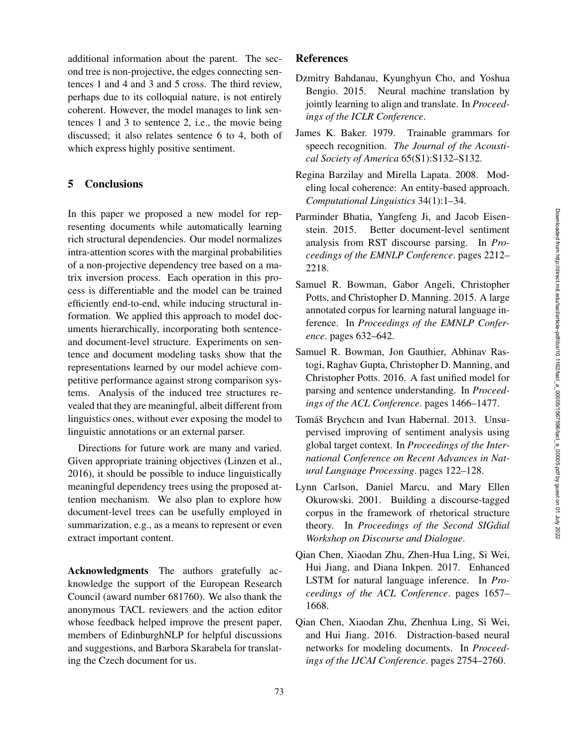additional information about the parent. The second tree is non-projective, the edges connecting sentences 1 and 4 and 3 and 5 cross. The third review, perhaps due to its colloquial nature, is not entirely coherent. However, the model manages to link sentences 1 and 3 to sentence 2, i.e., the movie being discussed; it also relates sentence 6 to 4, both of which express highly positive sentiment.

## 5 Conclusions

In this paper we proposed a new model for representing documents while automatically learning rich structural dependencies. Our model normalizes intra-attention scores with the marginal probabilities of a non-projective dependency tree based on a matrix inversion process. Each operation in this process is differentiable and the model can be trained efficiently end-to-end, while inducing structural information. We applied this approach to model documents hierarchically, incorporating both sentence- and document-level structure. Experiments on sentence and document modeling tasks show that the representations learned by our model achieve competitive performance against strong comparison systems. Analysis of the induced tree structures revealed that they are meaningful, albeit different from linguistics ones, without ever exposing the model to linguistic annotations or an external parser.

Directions for future work are many and varied. Given appropriate training objectives (Linzen et al., 2016), it should be possible to induce linguistically meaningful dependency trees using the proposed attention mechanism. We also plan to explore how document-level trees can be usefully employed in summarization, e.g., as a means to represent or even extract important content.

**Acknowledgments** The authors gratefully acknowledge the support of the European Research Council (award number 681760). We also thank the anonymous TACL reviewers and the action editor whose feedback helped improve the present paper, members of EdinburghNLP for helpful discussions and suggestions, and Barbora Skarabela for translating the Czech document for us.

## References

Dzmitry Bahdanau, Kyunghyun Cho, and Yoshua Bengio. 2015. Neural machine translation by jointly learning to align and translate. In *Proceedings of the ICLR Conference*.

James K. Baker. 1979. Trainable grammars for speech recognition. *The Journal of the Acoustical Society of America* 65(S1):S132–S132.

Regina Barzilay and Mirella Lapata. 2008. Modeling local coherence: An entity-based approach. *Computational Linguistics* 34(1):1–34.

Parminder Bhatia, Yangfeng Ji, and Jacob Eisenstein. 2015. Better document-level sentiment analysis from RST discourse parsing. In *Proceedings of the EMNLP Conference*. pages 2212–2218.

Samuel R. Bowman, Gabor Angeli, Christopher Potts, and Christopher D. Manning. 2015. A large annotated corpus for learning natural language inference. In *Proceedings of the EMNLP Conference*. pages 632–642.

Samuel R. Bowman, Jon Gauthier, Abhinav Rastogi, Raghav Gupta, Christopher D. Manning, and Christopher Potts. 2016. A fast unified model for parsing and sentence understanding. In *Proceedings of the ACL Conference*. pages 1466–1477.

Tomáš Brychcın and Ivan Habernal. 2013. Unsupervised improving of sentiment analysis using global target context. In *Proceedings of the International Conference on Recent Advances in Natural Language Processing*. pages 122–128.

Lynn Carlson, Daniel Marcu, and Mary Ellen Okurowski. 2001. Building a discourse-tagged corpus in the framework of rhetorical structure theory. In *Proceedings of the Second SIGdial Workshop on Discourse and Dialogue*.

Qian Chen, Xiaodan Zhu, Zhen-Hua Ling, Si Wei, Hui Jiang, and Diana Inkpen. 2017. Enhanced LSTM for natural language inference. In *Proceedings of the ACL Conference*. pages 1657–1668.

Qian Chen, Xiaodan Zhu, Zhenhua Ling, Si Wei, and Hui Jiang. 2016. Distraction-based neural networks for modeling documents. In *Proceedings of the IJCAI Conference*. pages 2754–2760.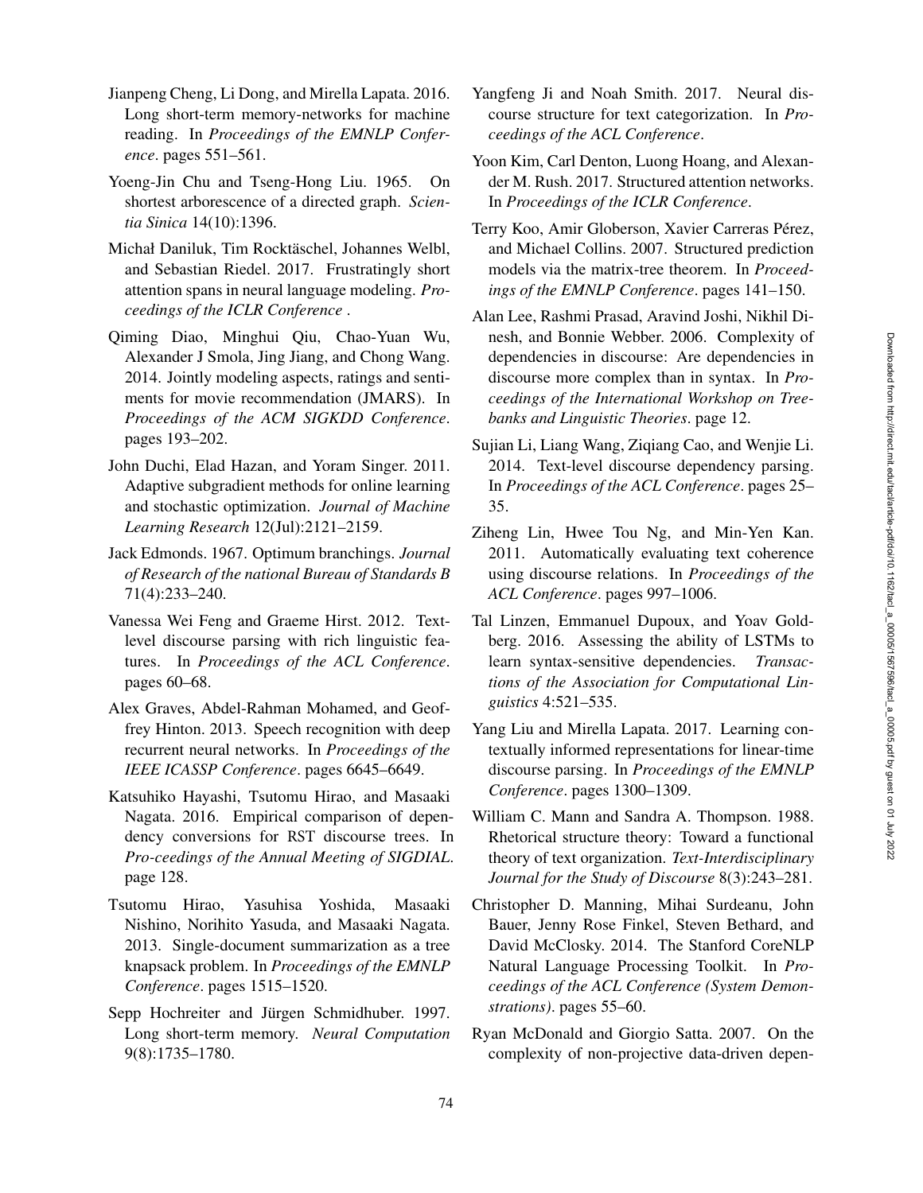Jianpeng Cheng, Li Dong, and Mirella Lapata. 2016. Long short-term memory-networks for machine reading. In *Proceedings of the EMNLP Conference*. pages 551–561.

Yoeng-Jin Chu and Tseng-Hong Liu. 1965. On shortest arborescence of a directed graph. *Scientia Sinica* 14(10):1396.

Michał Daniluk, Tim Rocktäschel, Johannes Welbl, and Sebastian Riedel. 2017. Frustratingly short attention spans in neural language modeling. *Proceedings of the ICLR Conference* .

Qiming Diao, Minghui Qiu, Chao-Yuan Wu, Alexander J Smola, Jing Jiang, and Chong Wang. 2014. Jointly modeling aspects, ratings and sentiments for movie recommendation (JMARS). In *Proceedings of the ACM SIGKDD Conference*. pages 193–202.

John Duchi, Elad Hazan, and Yoram Singer. 2011. Adaptive subgradient methods for online learning and stochastic optimization. *Journal of Machine Learning Research* 12(Jul):2121–2159.

Jack Edmonds. 1967. Optimum branchings. *Journal of Research of the national Bureau of Standards B* 71(4):233–240.

Vanessa Wei Feng and Graeme Hirst. 2012. Text-level discourse parsing with rich linguistic features. In *Proceedings of the ACL Conference*. pages 60–68.

Alex Graves, Abdel-Rahman Mohamed, and Geoffrey Hinton. 2013. Speech recognition with deep recurrent neural networks. In *Proceedings of the IEEE ICASSP Conference*. pages 6645–6649.

Katsuhiko Hayashi, Tsutomu Hirao, and Masaaki Nagata. 2016. Empirical comparison of dependency conversions for RST discourse trees. In *Pro-ceedings of the Annual Meeting of SIGDIAL*. page 128.

Tsutomu Hirao, Yasuhisa Yoshida, Masaaki Nishino, Norihito Yasuda, and Masaaki Nagata. 2013. Single-document summarization as a tree knapsack problem. In *Proceedings of the EMNLP Conference*. pages 1515–1520.

Sepp Hochreiter and Jürgen Schmidhuber. 1997. Long short-term memory. *Neural Computation* 9(8):1735–1780.

Yangfeng Ji and Noah Smith. 2017. Neural discourse structure for text categorization. In *Proceedings of the ACL Conference*.

Yoon Kim, Carl Denton, Luong Hoang, and Alexander M. Rush. 2017. Structured attention networks. In *Proceedings of the ICLR Conference*.

Terry Koo, Amir Globerson, Xavier Carreras Pérez, and Michael Collins. 2007. Structured prediction models via the matrix-tree theorem. In *Proceedings of the EMNLP Conference*. pages 141–150.

Alan Lee, Rashmi Prasad, Aravind Joshi, Nikhil Dinesh, and Bonnie Webber. 2006. Complexity of dependencies in discourse: Are dependencies in discourse more complex than in syntax. In *Proceedings of the International Workshop on Treebanks and Linguistic Theories*. page 12.

Sujian Li, Liang Wang, Ziqiang Cao, and Wenjie Li. 2014. Text-level discourse dependency parsing. In *Proceedings of the ACL Conference*. pages 25–35.

Ziheng Lin, Hwee Tou Ng, and Min-Yen Kan. 2011. Automatically evaluating text coherence using discourse relations. In *Proceedings of the ACL Conference*. pages 997–1006.

Tal Linzen, Emmanuel Dupoux, and Yoav Goldberg. 2016. Assessing the ability of LSTMs to learn syntax-sensitive dependencies. *Transactions of the Association for Computational Linguistics* 4:521–535.

Yang Liu and Mirella Lapata. 2017. Learning contextually informed representations for linear-time discourse parsing. In *Proceedings of the EMNLP Conference*. pages 1300–1309.

William C. Mann and Sandra A. Thompson. 1988. Rhetorical structure theory: Toward a functional theory of text organization. *Text-Interdisciplinary Journal for the Study of Discourse* 8(3):243–281.

Christopher D. Manning, Mihai Surdeanu, John Bauer, Jenny Rose Finkel, Steven Bethard, and David McClosky. 2014. The Stanford CoreNLP Natural Language Processing Toolkit. In *Proceedings of the ACL Conference (System Demonstrations)*. pages 55–60.

Ryan McDonald and Giorgio Satta. 2007. On the complexity of non-projective data-driven depen-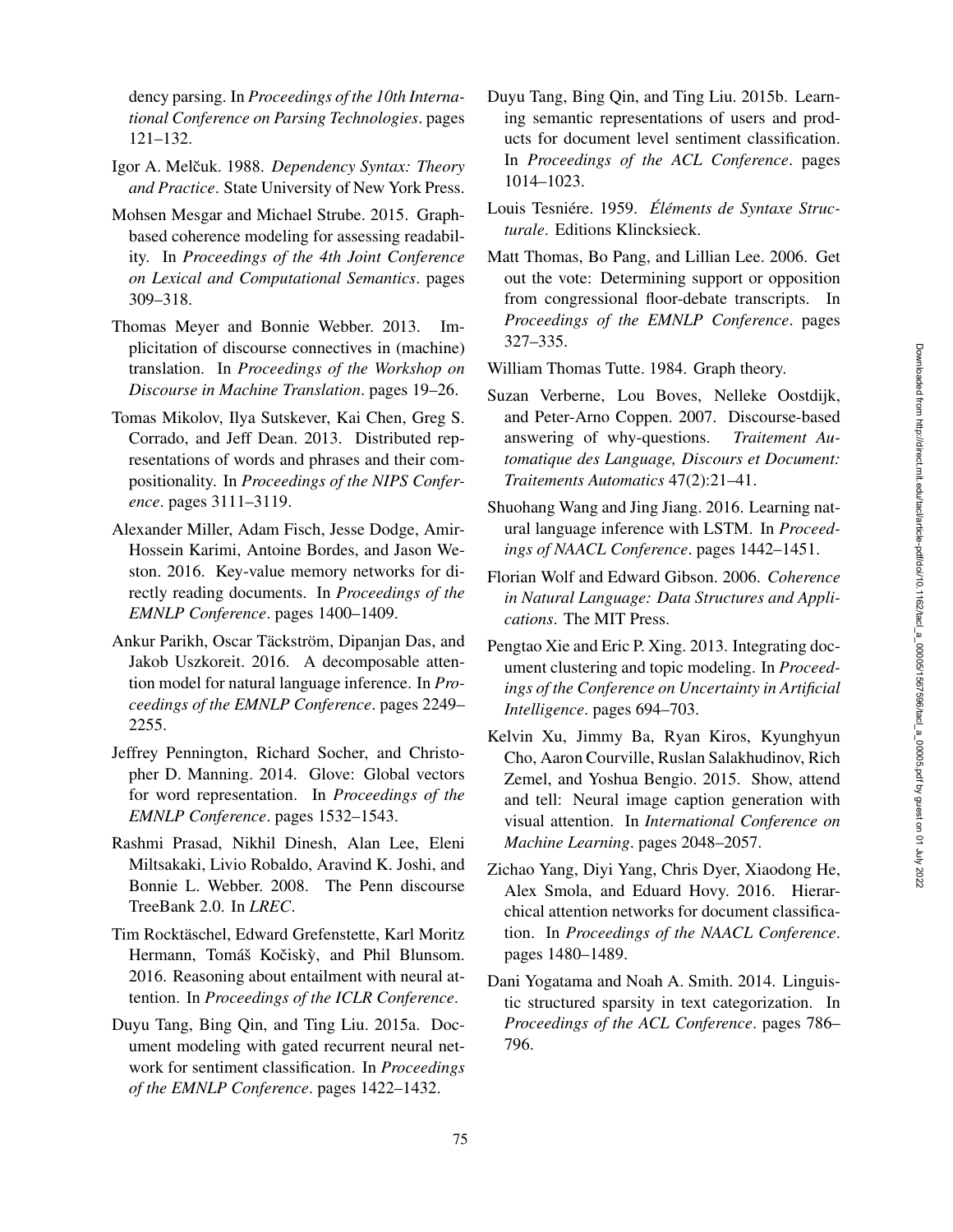dency parsing. In *Proceedings of the 10th International Conference on Parsing Technologies*. pages 121–132.

Igor A. Melčuk. 1988. *Dependency Syntax: Theory and Practice*. State University of New York Press.

Mohsen Mesgar and Michael Strube. 2015. Graph-based coherence modeling for assessing readability. In *Proceedings of the 4th Joint Conference on Lexical and Computational Semantics*. pages 309–318.

Thomas Meyer and Bonnie Webber. 2013. Implicitation of discourse connectives in (machine) translation. In *Proceedings of the Workshop on Discourse in Machine Translation*. pages 19–26.

Tomas Mikolov, Ilya Sutskever, Kai Chen, Greg S. Corrado, and Jeff Dean. 2013. Distributed representations of words and phrases and their compositionality. In *Proceedings of the NIPS Conference*. pages 3111–3119.

Alexander Miller, Adam Fisch, Jesse Dodge, Amir-Hossein Karimi, Antoine Bordes, and Jason Weston. 2016. Key-value memory networks for directly reading documents. In *Proceedings of the EMNLP Conference*. pages 1400–1409.

Ankur Parikh, Oscar Täckström, Dipanjan Das, and Jakob Uszkoreit. 2016. A decomposable attention model for natural language inference. In *Proceedings of the EMNLP Conference*. pages 2249–2255.

Jeffrey Pennington, Richard Socher, and Christopher D. Manning. 2014. Glove: Global vectors for word representation. In *Proceedings of the EMNLP Conference*. pages 1532–1543.

Rashmi Prasad, Nikhil Dinesh, Alan Lee, Eleni Miltsakaki, Livio Robaldo, Aravind K. Joshi, and Bonnie L. Webber. 2008. The Penn discourse TreeBank 2.0. In *LREC*.

Tim Rocktäschel, Edward Grefenstette, Karl Moritz Hermann, Tomáš Kočiskỳ, and Phil Blunsom. 2016. Reasoning about entailment with neural attention. In *Proceedings of the ICLR Conference*.

Duyu Tang, Bing Qin, and Ting Liu. 2015a. Document modeling with gated recurrent neural network for sentiment classification. In *Proceedings of the EMNLP Conference*. pages 1422–1432.

Duyu Tang, Bing Qin, and Ting Liu. 2015b. Learning semantic representations of users and products for document level sentiment classification. In *Proceedings of the ACL Conference*. pages 1014–1023.

Louis Tesniére. 1959. *Éléments de Syntaxe Structurale*. Editions Klincksieck.

Matt Thomas, Bo Pang, and Lillian Lee. 2006. Get out the vote: Determining support or opposition from congressional floor-debate transcripts. In *Proceedings of the EMNLP Conference*. pages 327–335.

William Thomas Tutte. 1984. Graph theory.

Suzan Verberne, Lou Boves, Nelleke Oostdijk, and Peter-Arno Coppen. 2007. Discourse-based answering of why-questions. *Traitement Automatique des Language, Discours et Document: Traitements Automatics* 47(2):21–41.

Shuohang Wang and Jing Jiang. 2016. Learning natural language inference with LSTM. In *Proceedings of NAACL Conference*. pages 1442–1451.

Florian Wolf and Edward Gibson. 2006. *Coherence in Natural Language: Data Structures and Applications*. The MIT Press.

Pengtao Xie and Eric P. Xing. 2013. Integrating document clustering and topic modeling. In *Proceedings of the Conference on Uncertainty in Artificial Intelligence*. pages 694–703.

Kelvin Xu, Jimmy Ba, Ryan Kiros, Kyunghyun Cho, Aaron Courville, Ruslan Salakhudinov, Rich Zemel, and Yoshua Bengio. 2015. Show, attend and tell: Neural image caption generation with visual attention. In *International Conference on Machine Learning*. pages 2048–2057.

Zichao Yang, Diyi Yang, Chris Dyer, Xiaodong He, Alex Smola, and Eduard Hovy. 2016. Hierarchical attention networks for document classification. In *Proceedings of the NAACL Conference*. pages 1480–1489.

Dani Yogatama and Noah A. Smith. 2014. Linguistic structured sparsity in text categorization. In *Proceedings of the ACL Conference*. pages 786–796.